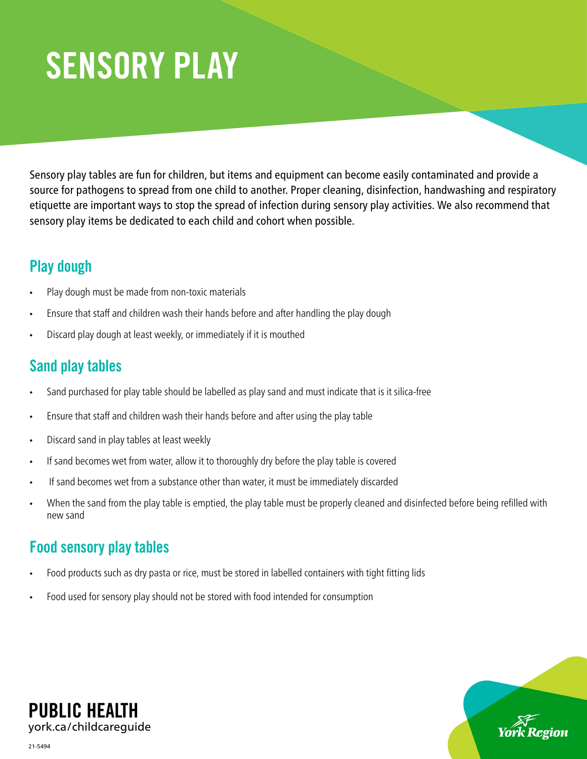# SENSORY PLAY

Sensory play tables are fun for children, but items and equipment can become easily contaminated and provide a source for pathogens to spread from one child to another. Proper cleaning, disinfection, handwashing and respiratory etiquette are important ways to stop the spread of infection during sensory play activities. We also recommend that sensory play items be dedicated to each child and cohort when possible.

## Play dough

- Play dough must be made from non-toxic materials
- Ensure that staff and children wash their hands before and after handling the play dough
- Discard play dough at least weekly, or immediately if it is mouthed

## Sand play tables

- Sand purchased for play table should be labelled as play sand and must indicate that is it silica-free
- Ensure that staff and children wash their hands before and after using the play table
- Discard sand in play tables at least weekly
- If sand becomes wet from water, allow it to thoroughly dry before the play table is covered
- If sand becomes wet from a substance other than water, it must be immediately discarded
- When the sand from the play table is emptied, the play table must be properly cleaned and disinfected before being refilled with new sand

## Food sensory play tables

- Food products such as dry pasta or rice, must be stored in labelled containers with tight fitting lids
- Food used for sensory play should not be stored with food intended for consumption

**PUBLIC HEALTH**
york.ca/childcareguide

21-5494

York Region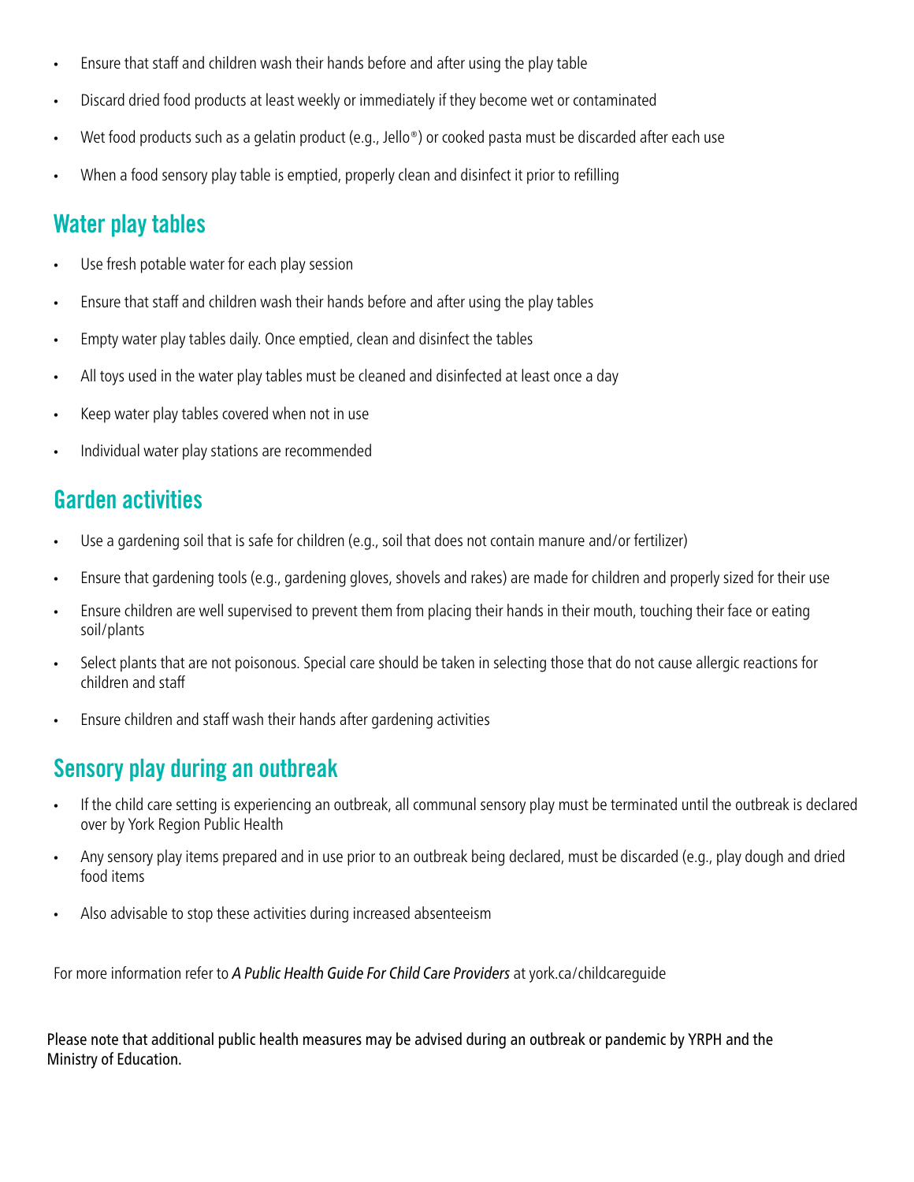- Ensure that staff and children wash their hands before and after using the play table
- Discard dried food products at least weekly or immediately if they become wet or contaminated
- Wet food products such as a gelatin product (e.g., Jello®) or cooked pasta must be discarded after each use
- When a food sensory play table is emptied, properly clean and disinfect it prior to refilling

## Water play tables

- Use fresh potable water for each play session
- Ensure that staff and children wash their hands before and after using the play tables
- Empty water play tables daily. Once emptied, clean and disinfect the tables
- All toys used in the water play tables must be cleaned and disinfected at least once a day
- Keep water play tables covered when not in use
- Individual water play stations are recommended

## Garden activities

- Use a gardening soil that is safe for children (e.g., soil that does not contain manure and/or fertilizer)
- Ensure that gardening tools (e.g., gardening gloves, shovels and rakes) are made for children and properly sized for their use
- Ensure children are well supervised to prevent them from placing their hands in their mouth, touching their face or eating soil/plants
- Select plants that are not poisonous. Special care should be taken in selecting those that do not cause allergic reactions for children and staff
- Ensure children and staff wash their hands after gardening activities

## Sensory play during an outbreak

- If the child care setting is experiencing an outbreak, all communal sensory play must be terminated until the outbreak is declared over by York Region Public Health
- Any sensory play items prepared and in use prior to an outbreak being declared, must be discarded (e.g., play dough and dried food items
- Also advisable to stop these activities during increased absenteeism

For more information refer to *A Public Health Guide For Child Care Providers* at york.ca/childcareguide

Please note that additional public health measures may be advised during an outbreak or pandemic by YRPH and the Ministry of Education.